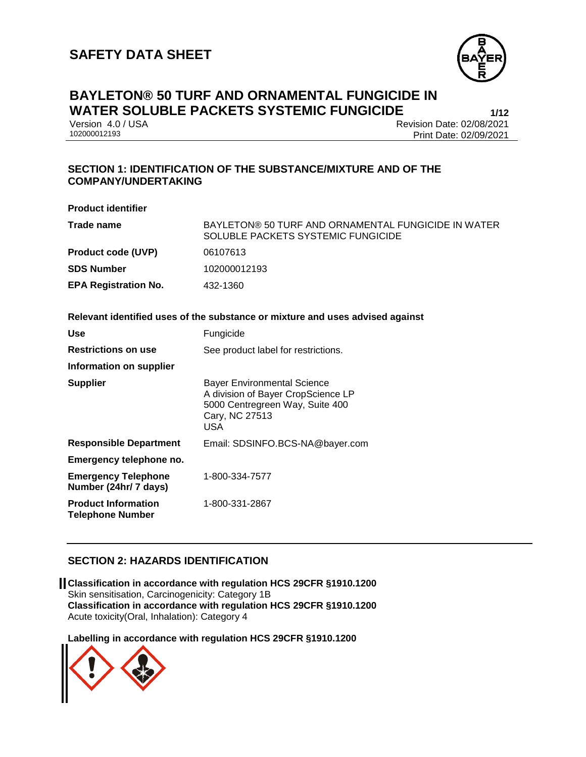# SAFETY DATA SHEET

## BAYLETON® 50 TURF AND ORNAMENTAL FUNGICIDE IN WATER SOLUBLE PACKETS SYSTEMIC FUNGICIDE

Version 4.0 / USA
102000012193

Revision Date: 02/08/2021
Print Date: 02/09/2021

## SECTION 1: IDENTIFICATION OF THE SUBSTANCE/MIXTURE AND OF THE COMPANY/UNDERTAKING

**Product identifier**

| | |
|---|---|
| **Trade name** | BAYLETON® 50 TURF AND ORNAMENTAL FUNGICIDE IN WATER SOLUBLE PACKETS SYSTEMIC FUNGICIDE |
| **Product code (UVP)** | 06107613 |
| **SDS Number** | 102000012193 |
| **EPA Registration No.** | 432-1360 |

**Relevant identified uses of the substance or mixture and uses advised against**

| | |
|---|---|
| **Use** | Fungicide |
| **Restrictions on use** | See product label for restrictions. |
| **Information on supplier** | |
| **Supplier** | Bayer Environmental Science<br>A division of Bayer CropScience LP<br>5000 Centregreen Way, Suite 400<br>Cary, NC 27513<br>USA |
| **Responsible Department** | Email: SDSINFO.BCS-NA@bayer.com |
| **Emergency telephone no.** | |
| **Emergency Telephone Number (24hr/ 7 days)** | 1-800-334-7577 |
| **Product Information Telephone Number** | 1-800-331-2867 |

## SECTION 2: HAZARDS IDENTIFICATION

**Classification in accordance with regulation HCS 29CFR §1910.1200**
Skin sensitisation, Carcinogenicity: Category 1B
**Classification in accordance with regulation HCS 29CFR §1910.1200**
Acute toxicity(Oral, Inhalation): Category 4

**Labelling in accordance with regulation HCS 29CFR §1910.1200**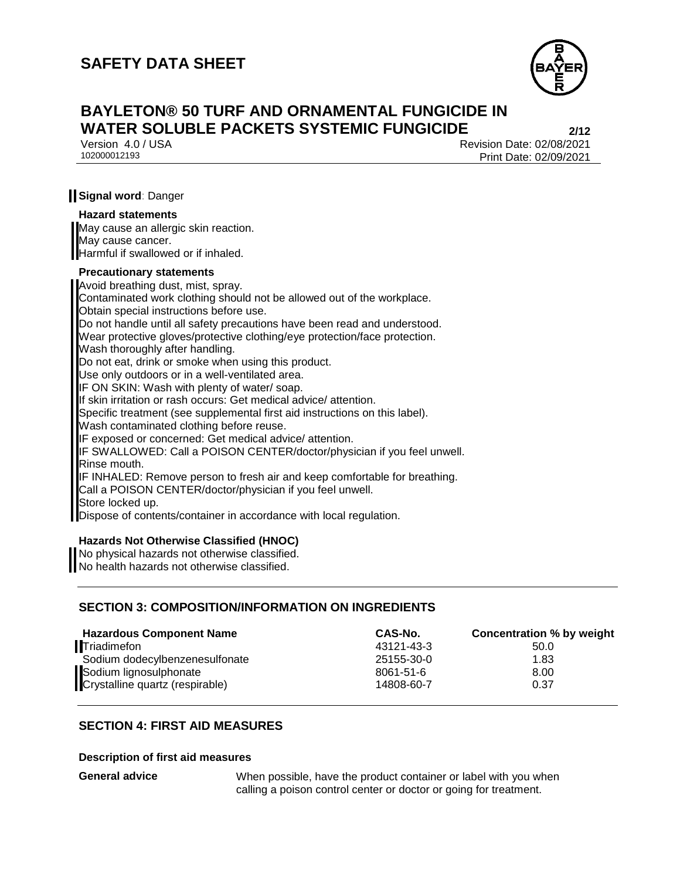**Signal word**: Danger

**Hazard statements**

May cause an allergic skin reaction.
May cause cancer.
Harmful if swallowed or if inhaled.

**Precautionary statements**

Avoid breathing dust, mist, spray.
Contaminated work clothing should not be allowed out of the workplace.
Obtain special instructions before use.
Do not handle until all safety precautions have been read and understood.
Wear protective gloves/protective clothing/eye protection/face protection.
Wash thoroughly after handling.
Do not eat, drink or smoke when using this product.
Use only outdoors or in a well-ventilated area.
IF ON SKIN: Wash with plenty of water/ soap.
If skin irritation or rash occurs: Get medical advice/ attention.
Specific treatment (see supplemental first aid instructions on this label).
Wash contaminated clothing before reuse.
IF exposed or concerned: Get medical advice/ attention.
IF SWALLOWED: Call a POISON CENTER/doctor/physician if you feel unwell.
Rinse mouth.
IF INHALED: Remove person to fresh air and keep comfortable for breathing.
Call a POISON CENTER/doctor/physician if you feel unwell.
Store locked up.
Dispose of contents/container in accordance with local regulation.

**Hazards Not Otherwise Classified (HNOC)**

No physical hazards not otherwise classified.
No health hazards not otherwise classified.

## SECTION 3: COMPOSITION/INFORMATION ON INGREDIENTS

| Hazardous Component Name | CAS-No. | Concentration % by weight |
|---|---|---|
| Triadimefon | 43121-43-3 | 50.0 |
| Sodium dodecylbenzenesulfonate | 25155-30-0 | 1.83 |
| Sodium lignosulphonate | 8061-51-6 | 8.00 |
| Crystalline quartz (respirable) | 14808-60-7 | 0.37 |

## SECTION 4: FIRST AID MEASURES

**Description of first aid measures**

**General advice** When possible, have the product container or label with you when calling a poison control center or doctor or going for treatment.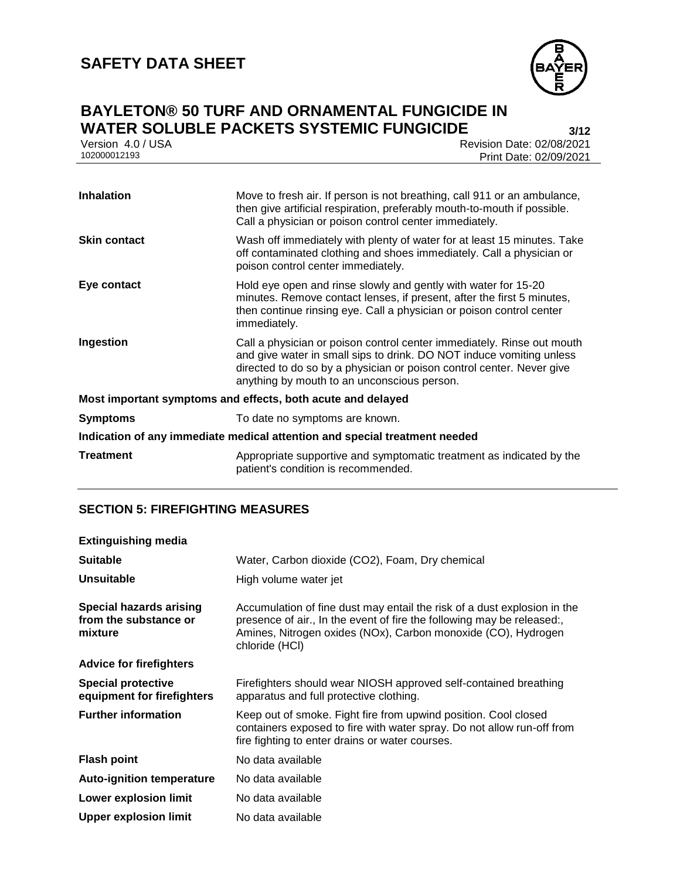| | |
|---|---|
| **Inhalation** | Move to fresh air. If person is not breathing, call 911 or an ambulance, then give artificial respiration, preferably mouth-to-mouth if possible. Call a physician or poison control center immediately. |
| **Skin contact** | Wash off immediately with plenty of water for at least 15 minutes. Take off contaminated clothing and shoes immediately. Call a physician or poison control center immediately. |
| **Eye contact** | Hold eye open and rinse slowly and gently with water for 15-20 minutes. Remove contact lenses, if present, after the first 5 minutes, then continue rinsing eye. Call a physician or poison control center immediately. |
| **Ingestion** | Call a physician or poison control center immediately. Rinse out mouth and give water in small sips to drink. DO NOT induce vomiting unless directed to do so by a physician or poison control center. Never give anything by mouth to an unconscious person. |

**Most important symptoms and effects, both acute and delayed**

| | |
|---|---|
| **Symptoms** | To date no symptoms are known. |

**Indication of any immediate medical attention and special treatment needed**

| | |
|---|---|
| **Treatment** | Appropriate supportive and symptomatic treatment as indicated by the patient's condition is recommended. |

## SECTION 5: FIREFIGHTING MEASURES

**Extinguishing media**

| | |
|---|---|
| **Suitable** | Water, Carbon dioxide ($CO_2$), Foam, Dry chemical |
| **Unsuitable** | High volume water jet |
| **Special hazards arising from the substance or mixture** | Accumulation of fine dust may entail the risk of a dust explosion in the presence of air., In the event of fire the following may be released:, Amines, Nitrogen oxides (NOx), Carbon monoxide (CO), Hydrogen chloride (HCl) |

**Advice for firefighters**

| | |
|---|---|
| **Special protective equipment for firefighters** | Firefighters should wear NIOSH approved self-contained breathing apparatus and full protective clothing. |
| **Further information** | Keep out of smoke. Fight fire from upwind position. Cool closed containers exposed to fire with water spray. Do not allow run-off from fire fighting to enter drains or water courses. |
| **Flash point** | No data available |
| **Auto-ignition temperature** | No data available |
| **Lower explosion limit** | No data available |
| **Upper explosion limit** | No data available |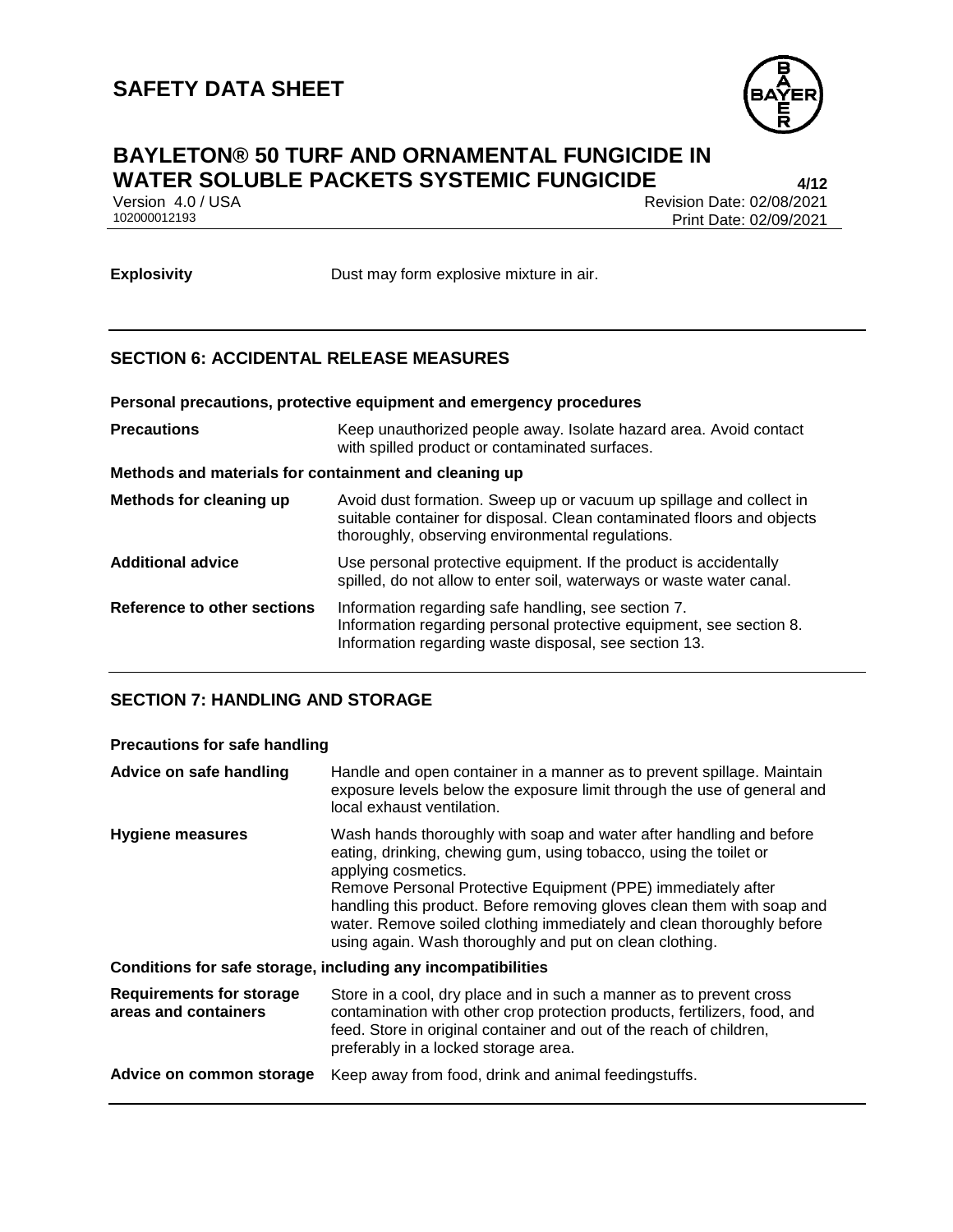**Explosivity** Dust may form explosive mixture in air.

## SECTION 6: ACCIDENTAL RELEASE MEASURES

**Personal precautions, protective equipment and emergency procedures**

| | |
|---|---|
| **Precautions** | Keep unauthorized people away. Isolate hazard area. Avoid contact with spilled product or contaminated surfaces. |

**Methods and materials for containment and cleaning up**

| | |
|---|---|
| **Methods for cleaning up** | Avoid dust formation. Sweep up or vacuum up spillage and collect in suitable container for disposal. Clean contaminated floors and objects thoroughly, observing environmental regulations. |
| **Additional advice** | Use personal protective equipment. If the product is accidentally spilled, do not allow to enter soil, waterways or waste water canal. |
| **Reference to other sections** | Information regarding safe handling, see section 7.<br>Information regarding personal protective equipment, see section 8.<br>Information regarding waste disposal, see section 13. |

## SECTION 7: HANDLING AND STORAGE

**Precautions for safe handling**

| | |
|---|---|
| **Advice on safe handling** | Handle and open container in a manner as to prevent spillage. Maintain exposure levels below the exposure limit through the use of general and local exhaust ventilation. |
| **Hygiene measures** | Wash hands thoroughly with soap and water after handling and before eating, drinking, chewing gum, using tobacco, using the toilet or applying cosmetics.<br>Remove Personal Protective Equipment (PPE) immediately after handling this product. Before removing gloves clean them with soap and water. Remove soiled clothing immediately and clean thoroughly before using again. Wash thoroughly and put on clean clothing. |

**Conditions for safe storage, including any incompatibilities**

| | |
|---|---|
| **Requirements for storage areas and containers** | Store in a cool, dry place and in such a manner as to prevent cross contamination with other crop protection products, fertilizers, food, and feed. Store in original container and out of the reach of children, preferably in a locked storage area. |
| **Advice on common storage** | Keep away from food, drink and animal feedingstuffs. |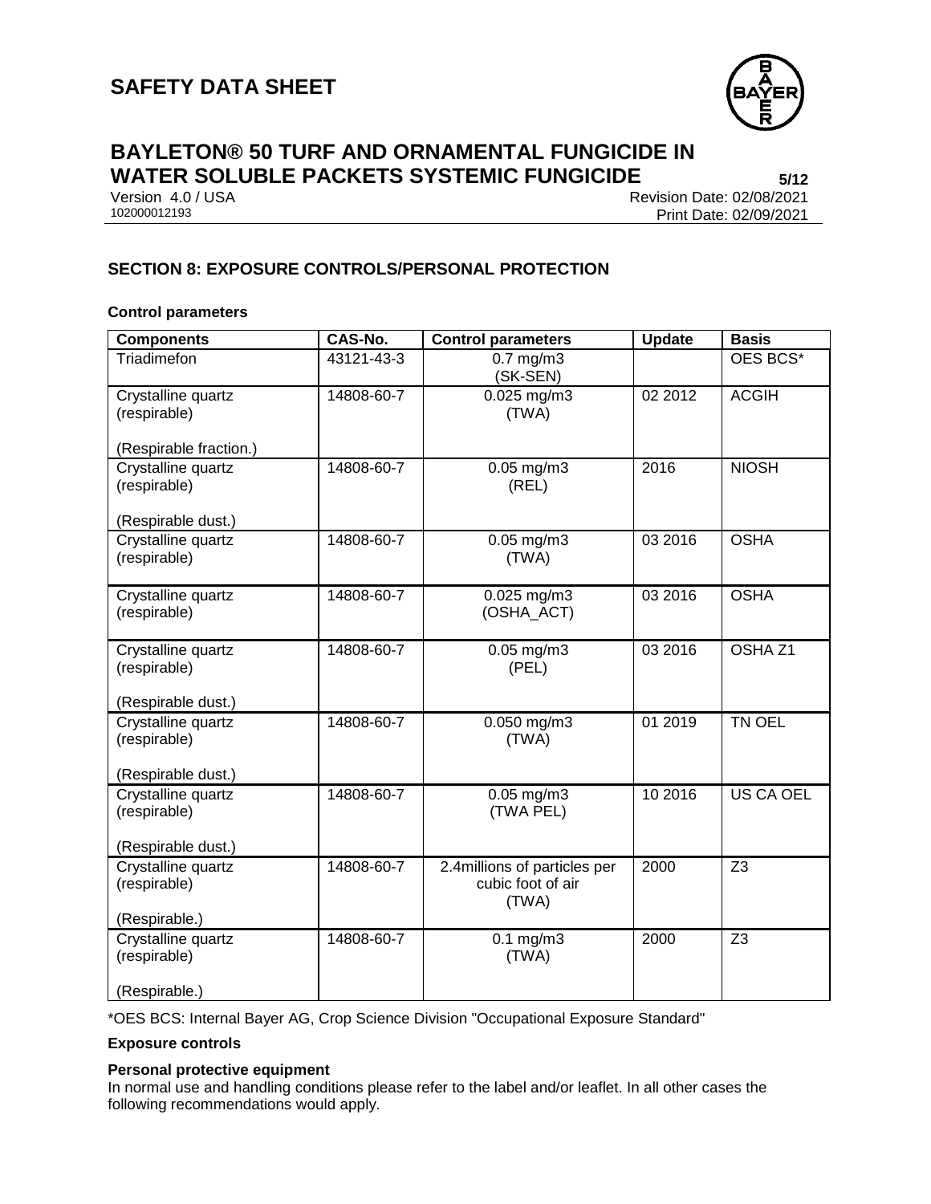## SECTION 8: EXPOSURE CONTROLS/PERSONAL PROTECTION

**Control parameters**

| Components | CAS-No. | Control parameters | Update | Basis |
|---|---|---|---|---|
| Triadimefon | 43121-43-3 | 0.7 mg/m3 (SK-SEN) | | OES BCS* |
| Crystalline quartz (respirable) (Respirable fraction.) | 14808-60-7 | 0.025 mg/m3 (TWA) | 02 2012 | ACGIH |
| Crystalline quartz (respirable) (Respirable dust.) | 14808-60-7 | 0.05 mg/m3 (REL) | 2016 | NIOSH |
| Crystalline quartz (respirable) | 14808-60-7 | 0.05 mg/m3 (TWA) | 03 2016 | OSHA |
| Crystalline quartz (respirable) | 14808-60-7 | 0.025 mg/m3 (OSHA_ACT) | 03 2016 | OSHA |
| Crystalline quartz (respirable) (Respirable dust.) | 14808-60-7 | 0.05 mg/m3 (PEL) | 03 2016 | OSHA Z1 |
| Crystalline quartz (respirable) (Respirable dust.) | 14808-60-7 | 0.050 mg/m3 (TWA) | 01 2019 | TN OEL |
| Crystalline quartz (respirable) (Respirable dust.) | 14808-60-7 | 0.05 mg/m3 (TWA PEL) | 10 2016 | US CA OEL |
| Crystalline quartz (respirable) (Respirable.) | 14808-60-7 | 2.4millions of particles per cubic foot of air (TWA) | 2000 | Z3 |
| Crystalline quartz (respirable) (Respirable.) | 14808-60-7 | 0.1 mg/m3 (TWA) | 2000 | Z3 |

*OES BCS: Internal Bayer AG, Crop Science Division "Occupational Exposure Standard"

**Exposure controls**

**Personal protective equipment**

In normal use and handling conditions please refer to the label and/or leaflet. In all other cases the following recommendations would apply.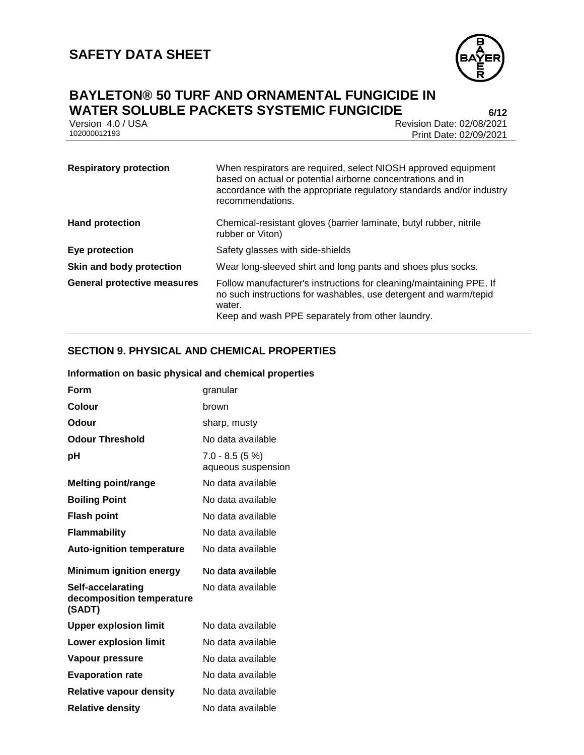| | |
|---|---|
| **Respiratory protection** | When respirators are required, select NIOSH approved equipment based on actual or potential airborne concentrations and in accordance with the appropriate regulatory standards and/or industry recommendations. |
| **Hand protection** | Chemical-resistant gloves (barrier laminate, butyl rubber, nitrile rubber or Viton) |
| **Eye protection** | Safety glasses with side-shields |
| **Skin and body protection** | Wear long-sleeved shirt and long pants and shoes plus socks. |
| **General protective measures** | Follow manufacturer's instructions for cleaning/maintaining PPE. If no such instructions for washables, use detergent and warm/tepid water.<br>Keep and wash PPE separately from other laundry. |

## SECTION 9. PHYSICAL AND CHEMICAL PROPERTIES

**Information on basic physical and chemical properties**

| | |
|---|---|
| **Form** | granular |
| **Colour** | brown |
| **Odour** | sharp, musty |
| **Odour Threshold** | No data available |
| **pH** | 7.0 - 8.5 (5 %)<br>aqueous suspension |
| **Melting point/range** | No data available |
| **Boiling Point** | No data available |
| **Flash point** | No data available |
| **Flammability** | No data available |
| **Auto-ignition temperature** | No data available |
| **Minimum ignition energy** | No data available |
| **Self-accelarating decomposition temperature (SADT)** | No data available |
| **Upper explosion limit** | No data available |
| **Lower explosion limit** | No data available |
| **Vapour pressure** | No data available |
| **Evaporation rate** | No data available |
| **Relative vapour density** | No data available |
| **Relative density** | No data available |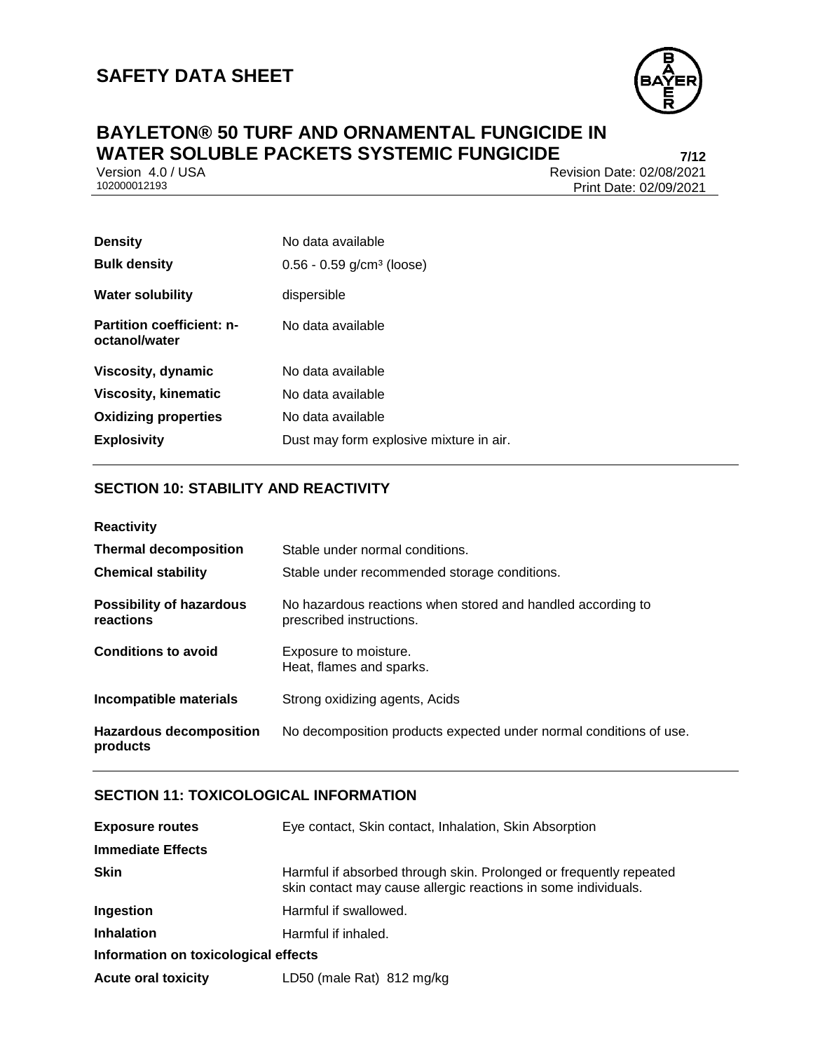| | |
|---|---|
| **Density** | No data available |
| **Bulk density** | 0.56 - 0.59 g/cm³ (loose) |
| **Water solubility** | dispersible |
| **Partition coefficient: n-octanol/water** | No data available |
| **Viscosity, dynamic** | No data available |
| **Viscosity, kinematic** | No data available |
| **Oxidizing properties** | No data available |
| **Explosivity** | Dust may form explosive mixture in air. |

## SECTION 10: STABILITY AND REACTIVITY

**Reactivity**

| | |
|---|---|
| **Thermal decomposition** | Stable under normal conditions. |
| **Chemical stability** | Stable under recommended storage conditions. |
| **Possibility of hazardous reactions** | No hazardous reactions when stored and handled according to prescribed instructions. |
| **Conditions to avoid** | Exposure to moisture.<br>Heat, flames and sparks. |
| **Incompatible materials** | Strong oxidizing agents, Acids |
| **Hazardous decomposition products** | No decomposition products expected under normal conditions of use. |

## SECTION 11: TOXICOLOGICAL INFORMATION

| | |
|---|---|
| **Exposure routes** | Eye contact, Skin contact, Inhalation, Skin Absorption |

**Immediate Effects**

| | |
|---|---|
| **Skin** | Harmful if absorbed through skin. Prolonged or frequently repeated skin contact may cause allergic reactions in some individuals. |
| **Ingestion** | Harmful if swallowed. |
| **Inhalation** | Harmful if inhaled. |

**Information on toxicological effects**

| | |
|---|---|
| **Acute oral toxicity** | LD50 (male Rat) 812 mg/kg |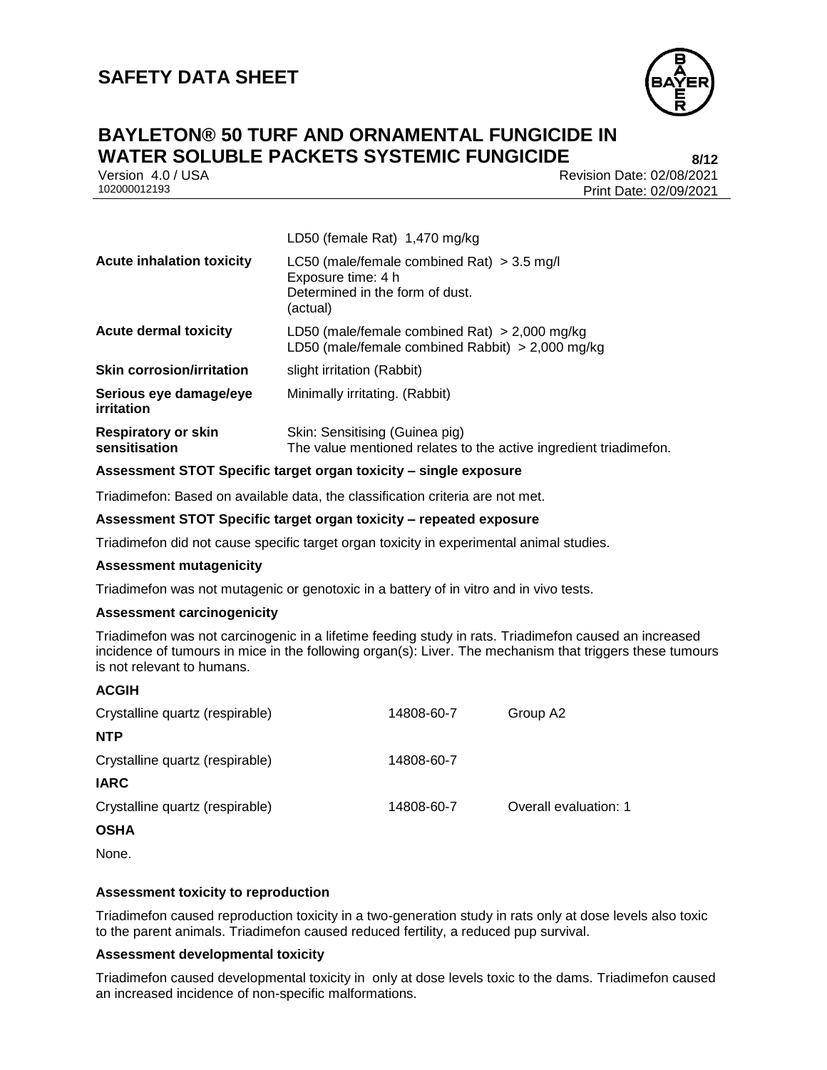| | |
|---|---|
| | LD50 (female Rat) 1,470 mg/kg |
| **Acute inhalation toxicity** | LC50 (male/female combined Rat) > 3.5 mg/l<br>Exposure time: 4 h<br>Determined in the form of dust.<br>(actual) |
| **Acute dermal toxicity** | LD50 (male/female combined Rat) > 2,000 mg/kg<br>LD50 (male/female combined Rabbit) > 2,000 mg/kg |
| **Skin corrosion/irritation** | slight irritation (Rabbit) |
| **Serious eye damage/eye irritation** | Minimally irritating. (Rabbit) |
| **Respiratory or skin sensitisation** | Skin: Sensitising (Guinea pig)<br>The value mentioned relates to the active ingredient triadimefon. |

**Assessment STOT Specific target organ toxicity – single exposure**

Triadimefon: Based on available data, the classification criteria are not met.

**Assessment STOT Specific target organ toxicity – repeated exposure**

Triadimefon did not cause specific target organ toxicity in experimental animal studies.

**Assessment mutagenicity**

Triadimefon was not mutagenic or genotoxic in a battery of in vitro and in vivo tests.

**Assessment carcinogenicity**

Triadimefon was not carcinogenic in a lifetime feeding study in rats. Triadimefon caused an increased incidence of tumours in mice in the following organ(s): Liver. The mechanism that triggers these tumours is not relevant to humans.

**ACGIH**

| | | |
|---|---|---|
| Crystalline quartz (respirable) | 14808-60-7 | Group A2 |

**NTP**

| | | |
|---|---|---|
| Crystalline quartz (respirable) | 14808-60-7 | |

**IARC**

| | | |
|---|---|---|
| Crystalline quartz (respirable) | 14808-60-7 | Overall evaluation: 1 |

**OSHA**

None.

**Assessment toxicity to reproduction**

Triadimefon caused reproduction toxicity in a two-generation study in rats only at dose levels also toxic to the parent animals. Triadimefon caused reduced fertility, a reduced pup survival.

**Assessment developmental toxicity**

Triadimefon caused developmental toxicity in only at dose levels toxic to the dams. Triadimefon caused an increased incidence of non-specific malformations.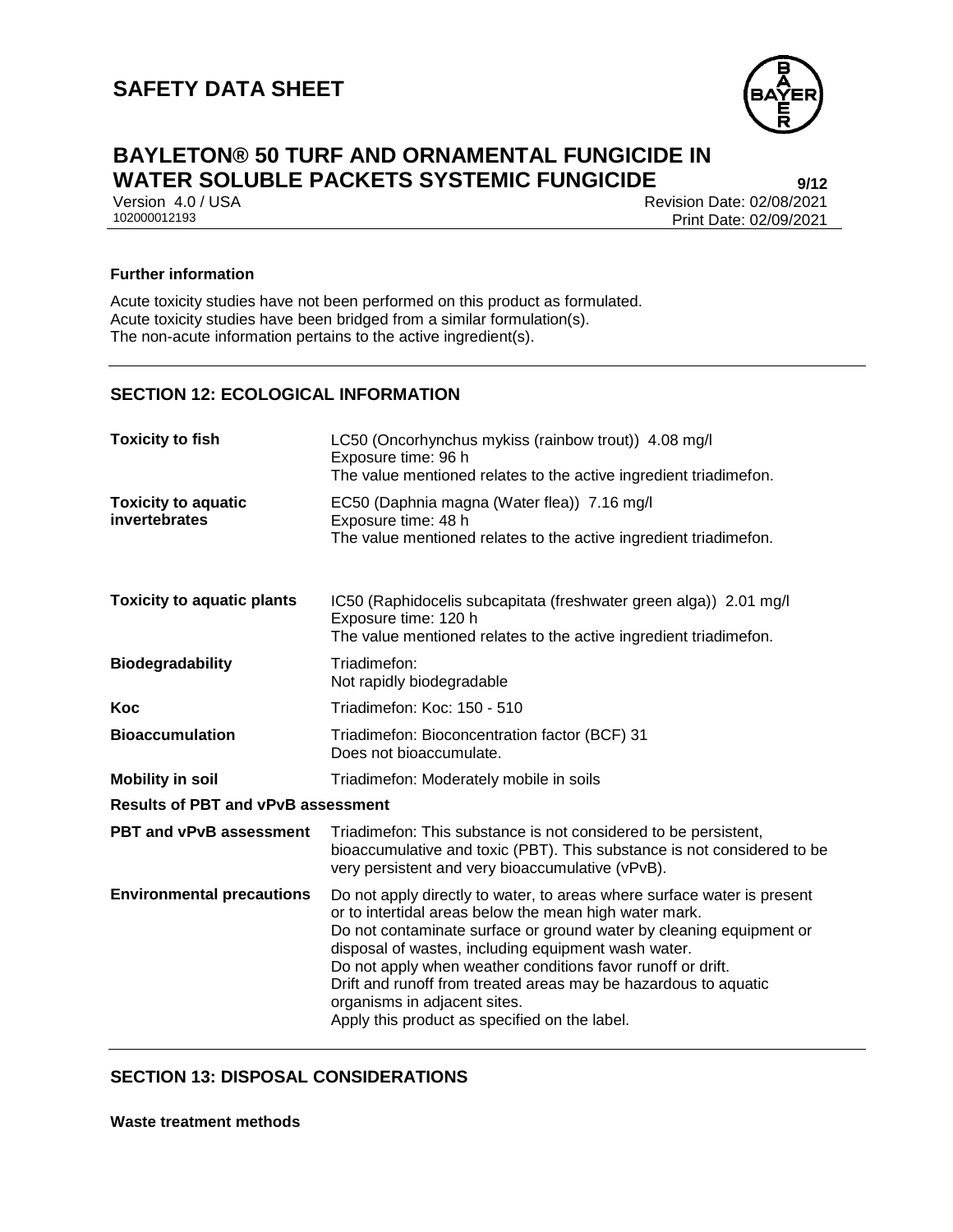**Further information**

Acute toxicity studies have not been performed on this product as formulated.
Acute toxicity studies have been bridged from a similar formulation(s).
The non-acute information pertains to the active ingredient(s).

## SECTION 12: ECOLOGICAL INFORMATION

| | |
|---|---|
| **Toxicity to fish** | LC50 (Oncorhynchus mykiss (rainbow trout)) 4.08 mg/l<br>Exposure time: 96 h<br>The value mentioned relates to the active ingredient triadimefon. |
| **Toxicity to aquatic invertebrates** | EC50 (Daphnia magna (Water flea)) 7.16 mg/l<br>Exposure time: 48 h<br>The value mentioned relates to the active ingredient triadimefon. |
| **Toxicity to aquatic plants** | IC50 (Raphidocelis subcapitata (freshwater green alga)) 2.01 mg/l<br>Exposure time: 120 h<br>The value mentioned relates to the active ingredient triadimefon. |
| **Biodegradability** | Triadimefon:<br>Not rapidly biodegradable |
| **Koc** | Triadimefon: Koc: 150 - 510 |
| **Bioaccumulation** | Triadimefon: Bioconcentration factor (BCF) 31<br>Does not bioaccumulate. |
| **Mobility in soil** | Triadimefon: Moderately mobile in soils |

**Results of PBT and vPvB assessment**

| | |
|---|---|
| **PBT and vPvB assessment** | Triadimefon: This substance is not considered to be persistent, bioaccumulative and toxic (PBT). This substance is not considered to be very persistent and very bioaccumulative (vPvB). |
| **Environmental precautions** | Do not apply directly to water, to areas where surface water is present or to intertidal areas below the mean high water mark.<br>Do not contaminate surface or ground water by cleaning equipment or disposal of wastes, including equipment wash water.<br>Do not apply when weather conditions favor runoff or drift.<br>Drift and runoff from treated areas may be hazardous to aquatic organisms in adjacent sites.<br>Apply this product as specified on the label. |

## SECTION 13: DISPOSAL CONSIDERATIONS

**Waste treatment methods**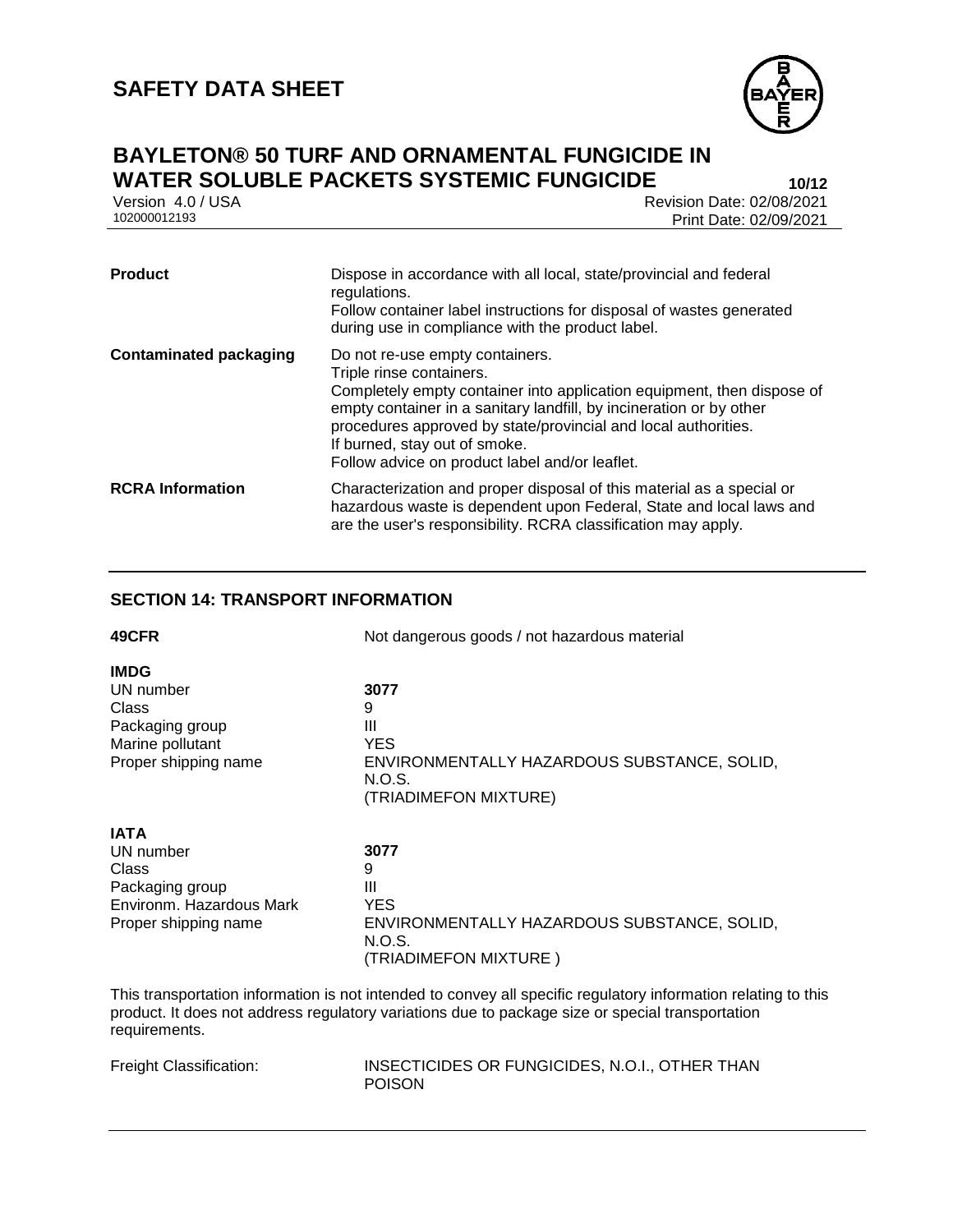| | |
|---|---|
| **Product** | Dispose in accordance with all local, state/provincial and federal regulations.<br>Follow container label instructions for disposal of wastes generated during use in compliance with the product label. |
| **Contaminated packaging** | Do not re-use empty containers.<br>Triple rinse containers.<br>Completely empty container into application equipment, then dispose of empty container in a sanitary landfill, by incineration or by other procedures approved by state/provincial and local authorities.<br>If burned, stay out of smoke.<br>Follow advice on product label and/or leaflet. |
| **RCRA Information** | Characterization and proper disposal of this material as a special or hazardous waste is dependent upon Federal, State and local laws and are the user's responsibility. RCRA classification may apply. |

## SECTION 14: TRANSPORT INFORMATION

**49CFR** Not dangerous goods / not hazardous material

**IMDG**

| | |
|---|---|
| UN number | **3077** |
| Class | 9 |
| Packaging group | III |
| Marine pollutant | YES |
| Proper shipping name | ENVIRONMENTALLY HAZARDOUS SUBSTANCE, SOLID, N.O.S.<br>(TRIADIMEFON MIXTURE) |

**IATA**

| | |
|---|---|
| UN number | **3077** |
| Class | 9 |
| Packaging group | III |
| Environm. Hazardous Mark | YES |
| Proper shipping name | ENVIRONMENTALLY HAZARDOUS SUBSTANCE, SOLID, N.O.S.<br>(TRIADIMEFON MIXTURE ) |

This transportation information is not intended to convey all specific regulatory information relating to this product. It does not address regulatory variations due to package size or special transportation requirements.

Freight Classification: INSECTICIDES OR FUNGICIDES, N.O.I., OTHER THAN POISON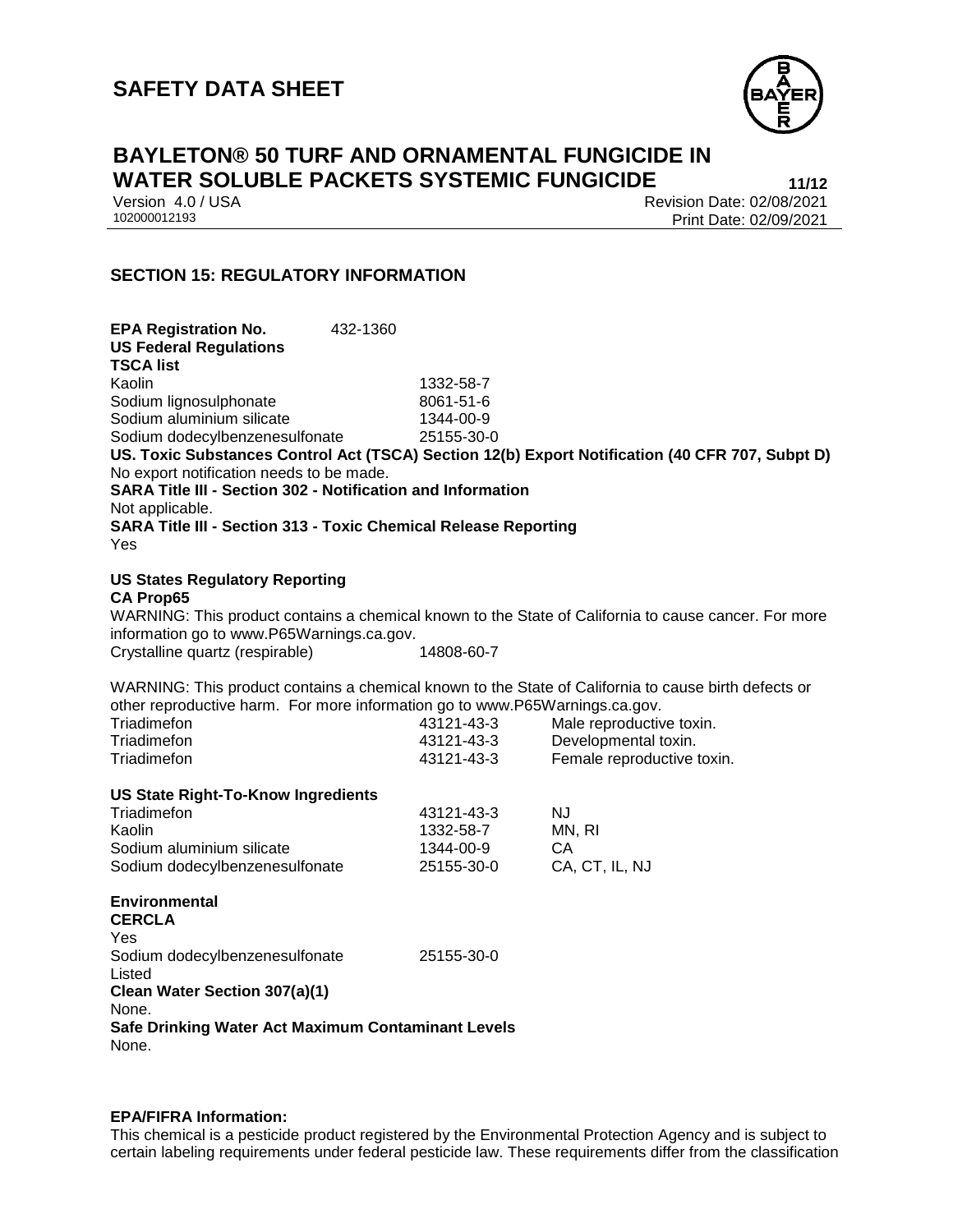## SECTION 15: REGULATORY INFORMATION

**EPA Registration No.** 432-1360

**US Federal Regulations**

**TSCA list**

| | |
|---|---|
| Kaolin | 1332-58-7 |
| Sodium lignosulphonate | 8061-51-6 |
| Sodium aluminium silicate | 1344-00-9 |
| Sodium dodecylbenzenesulfonate | 25155-30-0 |

**US. Toxic Substances Control Act (TSCA) Section 12(b) Export Notification (40 CFR 707, Subpt D)**

No export notification needs to be made.

**SARA Title III - Section 302 - Notification and Information**

Not applicable.

**SARA Title III - Section 313 - Toxic Chemical Release Reporting**

Yes

**US States Regulatory Reporting**

**CA Prop65**

WARNING: This product contains a chemical known to the State of California to cause cancer. For more information go to www.P65Warnings.ca.gov.

| | |
|---|---|
| Crystalline quartz (respirable) | 14808-60-7 |

WARNING: This product contains a chemical known to the State of California to cause birth defects or other reproductive harm. For more information go to www.P65Warnings.ca.gov.

| | | |
|---|---|---|
| Triadimefon | 43121-43-3 | Male reproductive toxin. |
| Triadimefon | 43121-43-3 | Developmental toxin. |
| Triadimefon | 43121-43-3 | Female reproductive toxin. |

**US State Right-To-Know Ingredients**

| | | |
|---|---|---|
| Triadimefon | 43121-43-3 | NJ |
| Kaolin | 1332-58-7 | MN, RI |
| Sodium aluminium silicate | 1344-00-9 | CA |
| Sodium dodecylbenzenesulfonate | 25155-30-0 | CA, CT, IL, NJ |

**Environmental**

**CERCLA**

Yes

Sodium dodecylbenzenesulfonate 25155-30-0

Listed

**Clean Water Section 307(a)(1)**

None.

**Safe Drinking Water Act Maximum Contaminant Levels**

None.

**EPA/FIFRA Information:**

This chemical is a pesticide product registered by the Environmental Protection Agency and is subject to certain labeling requirements under federal pesticide law. These requirements differ from the classification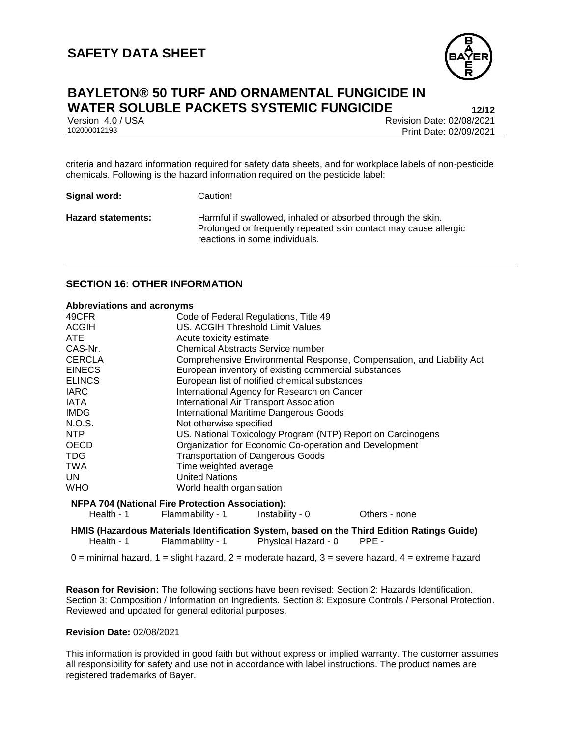criteria and hazard information required for safety data sheets, and for workplace labels of non-pesticide chemicals. Following is the hazard information required on the pesticide label:

| | |
|---|---|
| **Signal word:** | Caution! |
| **Hazard statements:** | Harmful if swallowed, inhaled or absorbed through the skin. Prolonged or frequently repeated skin contact may cause allergic reactions in some individuals. |

## SECTION 16: OTHER INFORMATION

**Abbreviations and acronyms**

| | |
|---|---|
| 49CFR | Code of Federal Regulations, Title 49 |
| ACGIH | US. ACGIH Threshold Limit Values |
| ATE | Acute toxicity estimate |
| CAS-Nr. | Chemical Abstracts Service number |
| CERCLA | Comprehensive Environmental Response, Compensation, and Liability Act |
| EINECS | European inventory of existing commercial substances |
| ELINCS | European list of notified chemical substances |
| IARC | International Agency for Research on Cancer |
| IATA | International Air Transport Association |
| IMDG | International Maritime Dangerous Goods |
| N.O.S. | Not otherwise specified |
| NTP | US. National Toxicology Program (NTP) Report on Carcinogens |
| OECD | Organization for Economic Co-operation and Development |
| TDG | Transportation of Dangerous Goods |
| TWA | Time weighted average |
| UN | United Nations |
| WHO | World health organisation |

**NFPA 704 (National Fire Protection Association):**

| | | | |
|---|---|---|---|
| Health - 1 | Flammability - 1 | Instability - 0 | Others - none |

**HMIS (Hazardous Materials Identification System, based on the Third Edition Ratings Guide)**

| | | | |
|---|---|---|---|
| Health - 1 | Flammability - 1 | Physical Hazard - 0 | PPE - |

0 = minimal hazard, 1 = slight hazard, 2 = moderate hazard, 3 = severe hazard, 4 = extreme hazard

**Reason for Revision:** The following sections have been revised: Section 2: Hazards Identification. Section 3: Composition / Information on Ingredients. Section 8: Exposure Controls / Personal Protection. Reviewed and updated for general editorial purposes.

**Revision Date:** 02/08/2021

This information is provided in good faith but without express or implied warranty. The customer assumes all responsibility for safety and use not in accordance with label instructions. The product names are registered trademarks of Bayer.